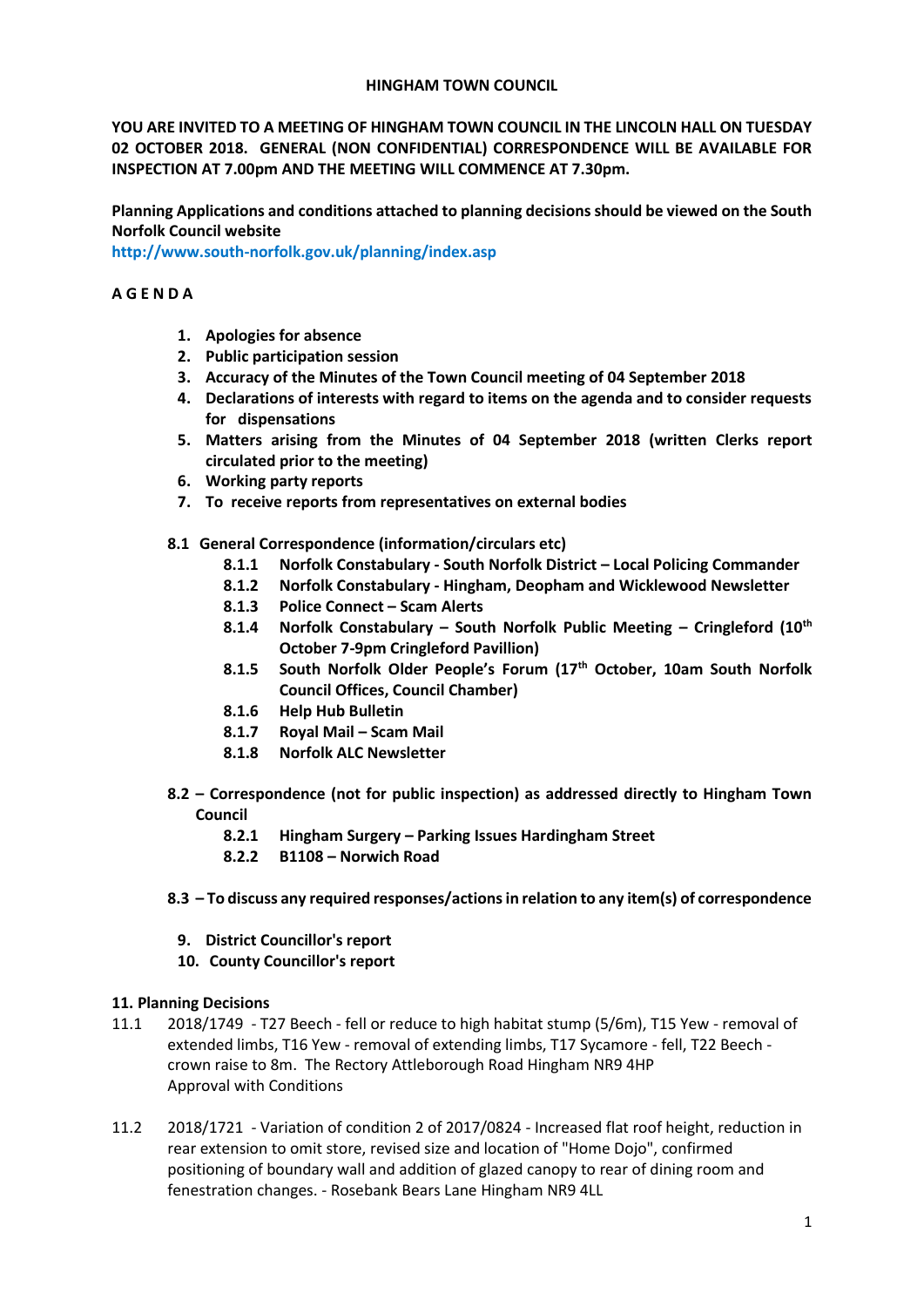**HINGHAM TOWN COUNCIL**

**YOU ARE INVITED TO A MEETING OF HINGHAM TOWN COUNCIL IN THE LINCOLN HALL ON TUESDAY 02 OCTOBER 2018. GENERAL (NON CONFIDENTIAL) CORRESPONDENCE WILL BE AVAILABLE FOR INSPECTION AT 7.00pm AND THE MEETING WILL COMMENCE AT 7.30pm.**

**Planning Applications and conditions attached to planning decisions should be viewed on the South Norfolk Council website**
**http://www.south-norfolk.gov.uk/planning/index.asp**

**A G E N D A**

1. **Apologies for absence**
2. **Public participation session**
3. **Accuracy of the Minutes of the Town Council meeting of 04 September 2018**
4. **Declarations of interests with regard to items on the agenda and to consider requests for dispensations**
5. **Matters arising from the Minutes of 04 September 2018 (written Clerks report circulated prior to the meeting)**
6. **Working party reports**
7. **To receive reports from representatives on external bodies**

**8.1 General Correspondence (information/circulars etc)**

- **8.1.1 Norfolk Constabulary - South Norfolk District – Local Policing Commander**
- **8.1.2 Norfolk Constabulary - Hingham, Deopham and Wicklewood Newsletter**
- **8.1.3 Police Connect – Scam Alerts**
- **8.1.4 Norfolk Constabulary – South Norfolk Public Meeting – Cringleford (10th October 7-9pm Cringleford Pavillion)**
- **8.1.5 South Norfolk Older People's Forum (17th October, 10am South Norfolk Council Offices, Council Chamber)**
- **8.1.6 Help Hub Bulletin**
- **8.1.7 Royal Mail – Scam Mail**
- **8.1.8 Norfolk ALC Newsletter**

**8.2 – Correspondence (not for public inspection) as addressed directly to Hingham Town Council**

- **8.2.1 Hingham Surgery – Parking Issues Hardingham Street**
- **8.2.2 B1108 – Norwich Road**

**8.3 – To discuss any required responses/actions in relation to any item(s) of correspondence**

9. **District Councillor's report**
10. **County Councillor's report**

**11. Planning Decisions**

11.1 2018/1749 - T27 Beech - fell or reduce to high habitat stump (5/6m), T15 Yew - removal of extended limbs, T16 Yew - removal of extending limbs, T17 Sycamore - fell, T22 Beech - crown raise to 8m. The Rectory Attleborough Road Hingham NR9 4HP
Approval with Conditions

11.2 2018/1721 - Variation of condition 2 of 2017/0824 - Increased flat roof height, reduction in rear extension to omit store, revised size and location of "Home Dojo", confirmed positioning of boundary wall and addition of glazed canopy to rear of dining room and fenestration changes. - Rosebank Bears Lane Hingham NR9 4LL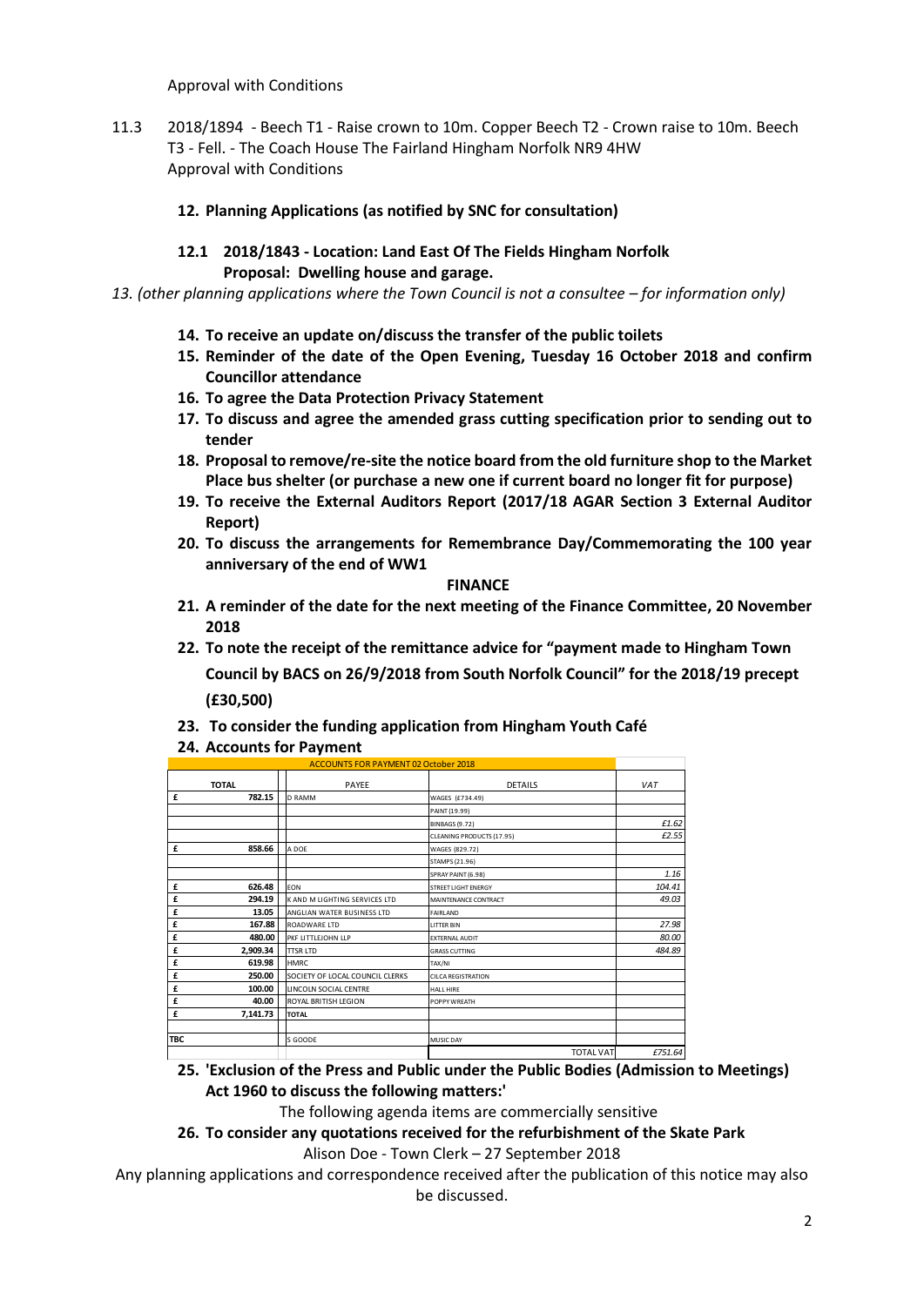Approval with Conditions

11.3 2018/1894 - Beech T1 - Raise crown to 10m. Copper Beech T2 - Crown raise to 10m. Beech T3 - Fell. - The Coach House The Fairland Hingham Norfolk NR9 4HW
Approval with Conditions

**12. Planning Applications (as notified by SNC for consultation)**

**12.1 2018/1843 - Location: Land East Of The Fields Hingham Norfolk**
**Proposal: Dwelling house and garage.**

*13. (other planning applications where the Town Council is not a consultee – for information only)*

**14. To receive an update on/discuss the transfer of the public toilets**

**15. Reminder of the date of the Open Evening, Tuesday 16 October 2018 and confirm Councillor attendance**

**16. To agree the Data Protection Privacy Statement**

**17. To discuss and agree the amended grass cutting specification prior to sending out to tender**

**18. Proposal to remove/re-site the notice board from the old furniture shop to the Market Place bus shelter (or purchase a new one if current board no longer fit for purpose)**

**19. To receive the External Auditors Report (2017/18 AGAR Section 3 External Auditor Report)**

**20. To discuss the arrangements for Remembrance Day/Commemorating the 100 year anniversary of the end of WW1**

**FINANCE**

**21. A reminder of the date for the next meeting of the Finance Committee, 20 November 2018**

**22. To note the receipt of the remittance advice for "payment made to Hingham Town Council by BACS on 26/9/2018 from South Norfolk Council" for the 2018/19 precept (£30,500)**

**23. To consider the funding application from Hingham Youth Café**

**24. Accounts for Payment**

| ACCOUNTS FOR PAYMENT 02 October 2018 | | | | |
|---|---|---|---|---|
| TOTAL | | PAYEE | DETAILS | VAT |
| £ | 782.15 | D RAMM | WAGES (£734.49) | |
| | | | PAINT (19.99) | |
| | | | BINBAGS (9.72) | £1.62 |
| | | | CLEANING PRODUCTS (17.95) | £2.55 |
| £ | 858.66 | A DOE | WAGES (829.72) | |
| | | | STAMPS (21.96) | |
| | | | SPRAY PAINT (6.98) | 1.16 |
| £ | 626.48 | EON | STREET LIGHT ENERGY | 104.41 |
| £ | 294.19 | K AND M LIGHTING SERVICES LTD | MAINTENANCE CONTRACT | 49.03 |
| £ | 13.05 | ANGLIAN WATER BUSINESS LTD | FAIRLAND | |
| £ | 167.88 | ROADWARE LTD | LITTER BIN | 27.98 |
| £ | 480.00 | PKF LITTLEJOHN LLP | EXTERNAL AUDIT | 80.00 |
| £ | 2,909.34 | TTSR LTD | GRASS CUTTING | 484.89 |
| £ | 619.98 | HMRC | TAX/NI | |
| £ | 250.00 | SOCIETY OF LOCAL COUNCIL CLERKS | CILCA REGISTRATION | |
| £ | 100.00 | LINCOLN SOCIAL CENTRE | HALL HIRE | |
| £ | 40.00 | ROYAL BRITISH LEGION | POPPY WREATH | |
| £ | 7,141.73 | TOTAL | | |
| | | | | |
| TBC | | S GOODE | MUSIC DAY | |
| | | | TOTAL VAT | £751.64 |

**25. 'Exclusion of the Press and Public under the Public Bodies (Admission to Meetings) Act 1960 to discuss the following matters:'**

The following agenda items are commercially sensitive

**26. To consider any quotations received for the refurbishment of the Skate Park**

Alison Doe - Town Clerk – 27 September 2018

Any planning applications and correspondence received after the publication of this notice may also be discussed.